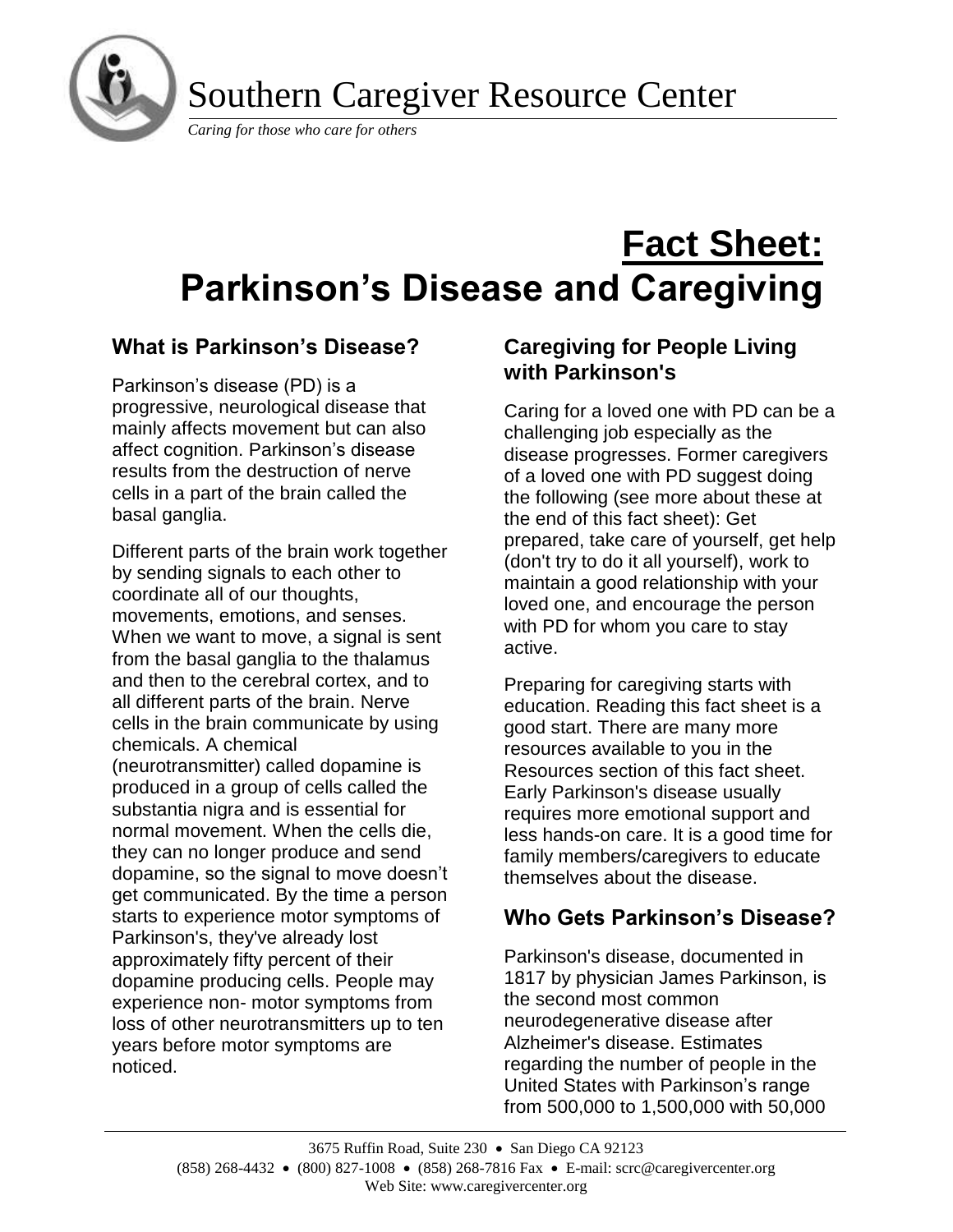# Southern Caregiver Resource Center

*Caring for those who care for others*

# Fact Sheet: Parkinson's Disease and Caregiving

## What is Parkinson's Disease?

Parkinson's disease (PD) is a progressive, neurological disease that mainly affects movement but can also affect cognition. Parkinson's disease results from the destruction of nerve cells in a part of the brain called the basal ganglia.

Different parts of the brain work together by sending signals to each other to coordinate all of our thoughts, movements, emotions, and senses. When we want to move, a signal is sent from the basal ganglia to the thalamus and then to the cerebral cortex, and to all different parts of the brain. Nerve cells in the brain communicate by using chemicals. A chemical (neurotransmitter) called dopamine is produced in a group of cells called the substantia nigra and is essential for normal movement. When the cells die, they can no longer produce and send dopamine, so the signal to move doesn't get communicated. By the time a person starts to experience motor symptoms of Parkinson's, they've already lost approximately fifty percent of their dopamine producing cells. People may experience non- motor symptoms from loss of other neurotransmitters up to ten years before motor symptoms are noticed.

## Caregiving for People Living with Parkinson's

Caring for a loved one with PD can be a challenging job especially as the disease progresses. Former caregivers of a loved one with PD suggest doing the following (see more about these at the end of this fact sheet): Get prepared, take care of yourself, get help (don't try to do it all yourself), work to maintain a good relationship with your loved one, and encourage the person with PD for whom you care to stay active.

Preparing for caregiving starts with education. Reading this fact sheet is a good start. There are many more resources available to you in the Resources section of this fact sheet. Early Parkinson's disease usually requires more emotional support and less hands-on care. It is a good time for family members/caregivers to educate themselves about the disease.

## Who Gets Parkinson's Disease?

Parkinson's disease, documented in 1817 by physician James Parkinson, is the second most common neurodegenerative disease after Alzheimer's disease. Estimates regarding the number of people in the United States with Parkinson's range from 500,000 to 1,500,000 with 50,000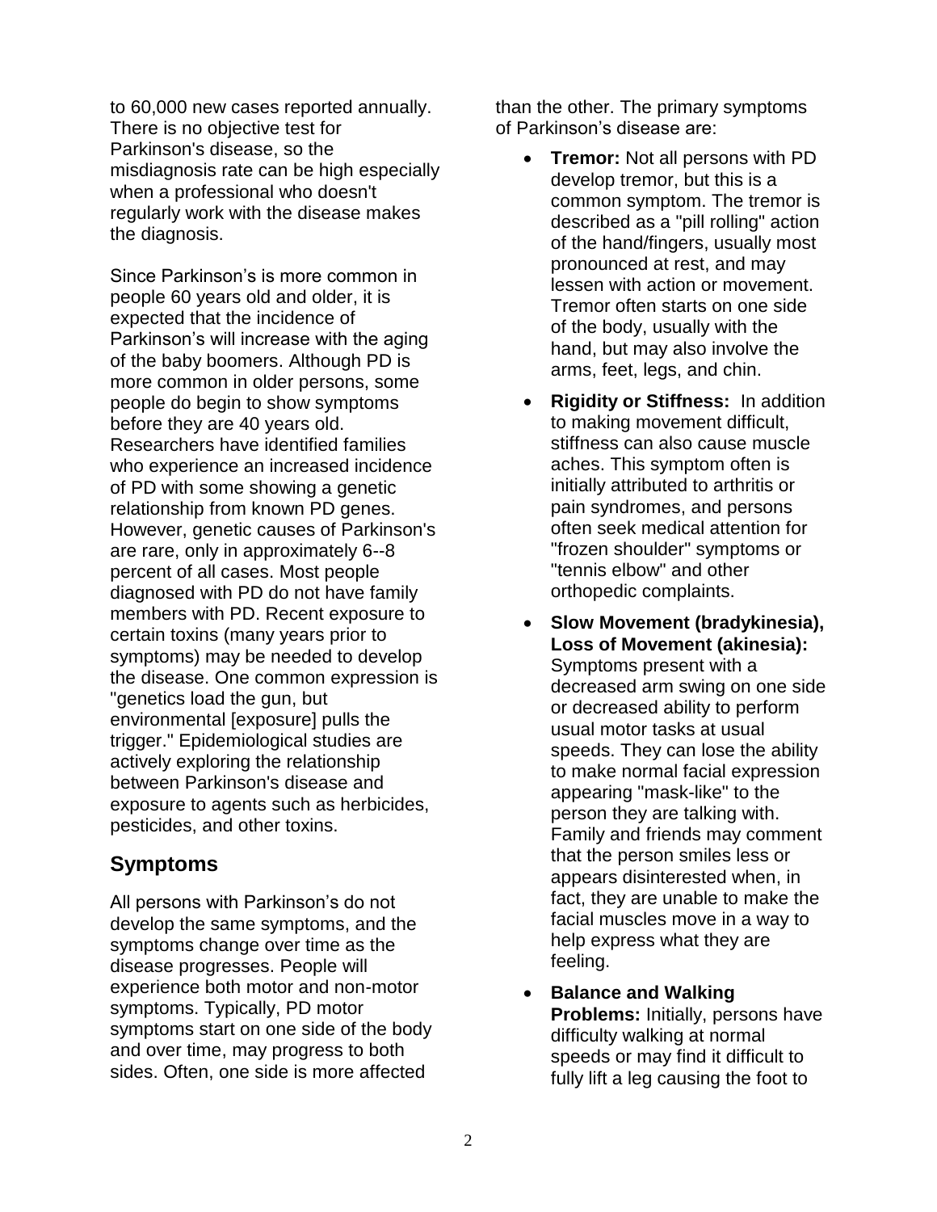to 60,000 new cases reported annually. There is no objective test for Parkinson's disease, so the misdiagnosis rate can be high especially when a professional who doesn't regularly work with the disease makes the diagnosis.

Since Parkinson’s is more common in people 60 years old and older, it is expected that the incidence of Parkinson’s will increase with the aging of the baby boomers. Although PD is more common in older persons, some people do begin to show symptoms before they are 40 years old. Researchers have identified families who experience an increased incidence of PD with some showing a genetic relationship from known PD genes. However, genetic causes of Parkinson's are rare, only in approximately 6--8 percent of all cases. Most people diagnosed with PD do not have family members with PD. Recent exposure to certain toxins (many years prior to symptoms) may be needed to develop the disease. One common expression is "genetics load the gun, but environmental [exposure] pulls the trigger." Epidemiological studies are actively exploring the relationship between Parkinson's disease and exposure to agents such as herbicides, pesticides, and other toxins.

## Symptoms

All persons with Parkinson’s do not develop the same symptoms, and the symptoms change over time as the disease progresses. People will experience both motor and non-motor symptoms. Typically, PD motor symptoms start on one side of the body and over time, may progress to both sides. Often, one side is more affected than the other. The primary symptoms of Parkinson’s disease are:

- **Tremor:** Not all persons with PD develop tremor, but this is a common symptom. The tremor is described as a "pill rolling" action of the hand/fingers, usually most pronounced at rest, and may lessen with action or movement. Tremor often starts on one side of the body, usually with the hand, but may also involve the arms, feet, legs, and chin.
- **Rigidity or Stiffness:** In addition to making movement difficult, stiffness can also cause muscle aches. This symptom often is initially attributed to arthritis or pain syndromes, and persons often seek medical attention for "frozen shoulder" symptoms or "tennis elbow" and other orthopedic complaints.
- **Slow Movement (bradykinesia), Loss of Movement (akinesia):** Symptoms present with a decreased arm swing on one side or decreased ability to perform usual motor tasks at usual speeds. They can lose the ability to make normal facial expression appearing "mask-like" to the person they are talking with. Family and friends may comment that the person smiles less or appears disinterested when, in fact, they are unable to make the facial muscles move in a way to help express what they are feeling.
- **Balance and Walking Problems:** Initially, persons have difficulty walking at normal speeds or may find it difficult to fully lift a leg causing the foot to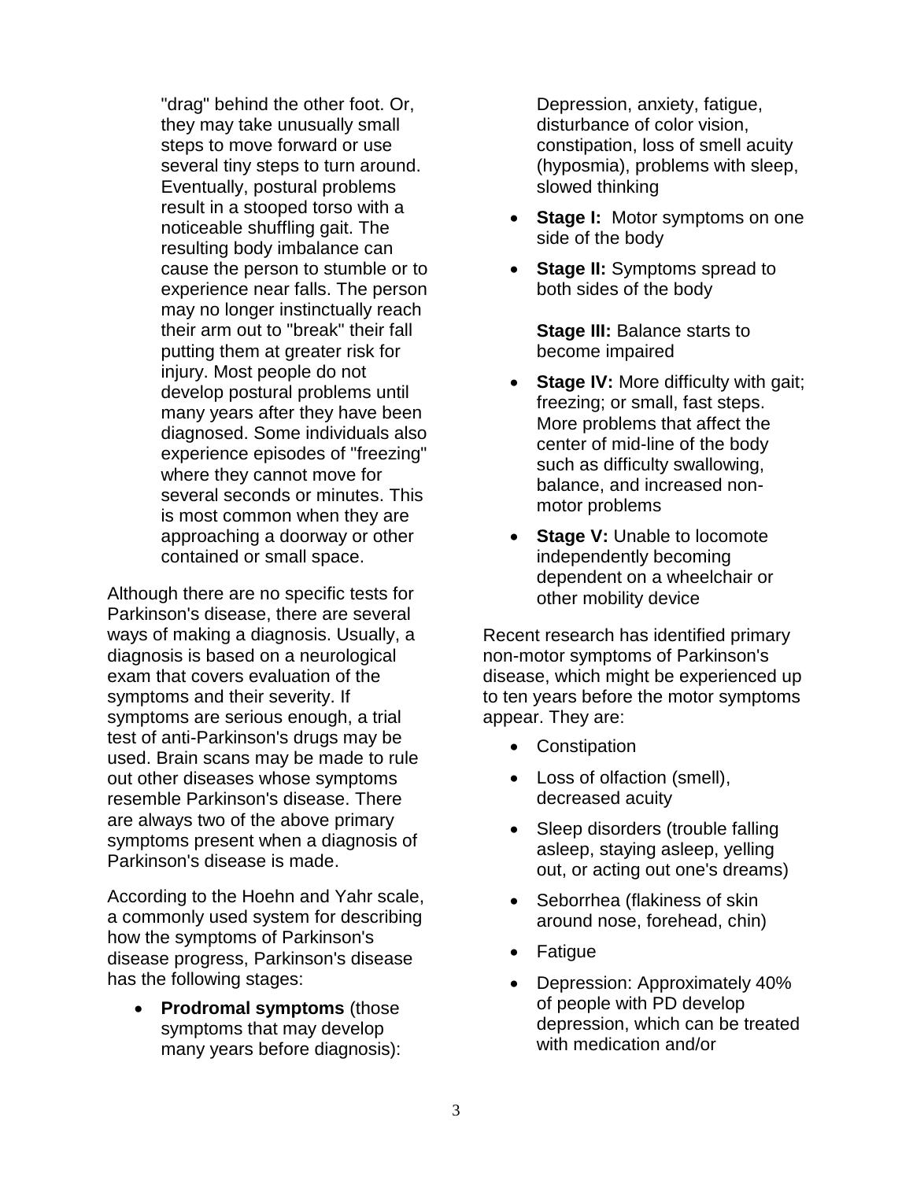"drag" behind the other foot. Or, they may take unusually small steps to move forward or use several tiny steps to turn around. Eventually, postural problems result in a stooped torso with a noticeable shuffling gait. The resulting body imbalance can cause the person to stumble or to experience near falls. The person may no longer instinctually reach their arm out to "break" their fall putting them at greater risk for injury. Most people do not develop postural problems until many years after they have been diagnosed. Some individuals also experience episodes of "freezing" where they cannot move for several seconds or minutes. This is most common when they are approaching a doorway or other contained or small space.

Although there are no specific tests for Parkinson's disease, there are several ways of making a diagnosis. Usually, a diagnosis is based on a neurological exam that covers evaluation of the symptoms and their severity. If symptoms are serious enough, a trial test of anti-Parkinson's drugs may be used. Brain scans may be made to rule out other diseases whose symptoms resemble Parkinson's disease. There are always two of the above primary symptoms present when a diagnosis of Parkinson's disease is made.

According to the Hoehn and Yahr scale, a commonly used system for describing how the symptoms of Parkinson's disease progress, Parkinson's disease has the following stages:

- **Prodromal symptoms** (those symptoms that may develop many years before diagnosis): Depression, anxiety, fatigue, disturbance of color vision, constipation, loss of smell acuity (hyposmia), problems with sleep, slowed thinking
- **Stage I:** Motor symptoms on one side of the body
- **Stage II:** Symptoms spread to both sides of the body

  **Stage III:** Balance starts to become impaired
- **Stage IV:** More difficulty with gait; freezing; or small, fast steps. More problems that affect the center of mid-line of the body such as difficulty swallowing, balance, and increased non-motor problems
- **Stage V:** Unable to locomote independently becoming dependent on a wheelchair or other mobility device

Recent research has identified primary non-motor symptoms of Parkinson's disease, which might be experienced up to ten years before the motor symptoms appear. They are:

- Constipation
- Loss of olfaction (smell), decreased acuity
- Sleep disorders (trouble falling asleep, staying asleep, yelling out, or acting out one's dreams)
- Seborrhea (flakiness of skin around nose, forehead, chin)
- Fatigue
- Depression: Approximately 40% of people with PD develop depression, which can be treated with medication and/or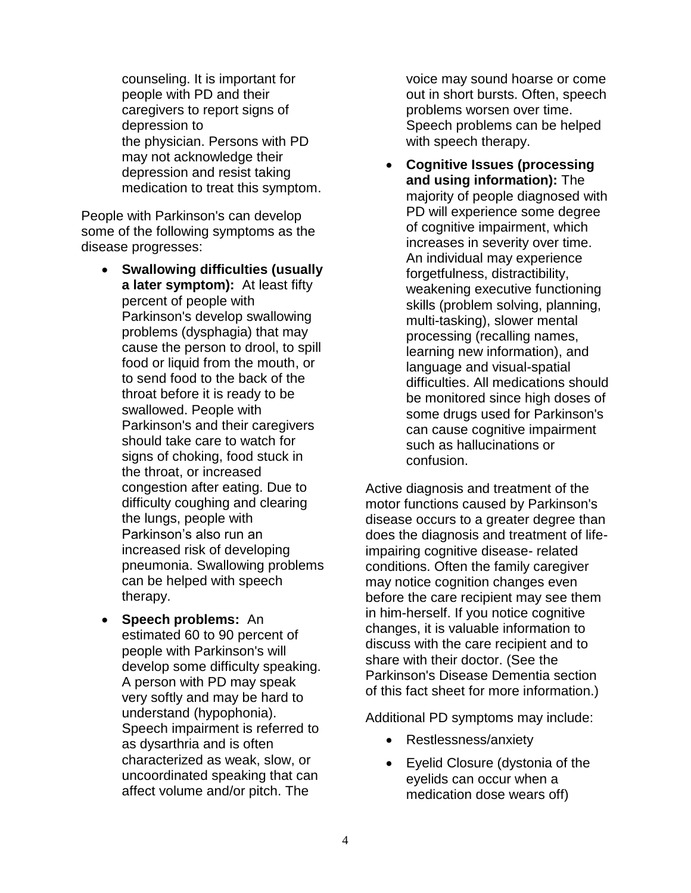counseling. It is important for people with PD and their caregivers to report signs of depression to the physician. Persons with PD may not acknowledge their depression and resist taking medication to treat this symptom.

People with Parkinson's can develop some of the following symptoms as the disease progresses:

- **Swallowing difficulties (usually a later symptom):** At least fifty percent of people with Parkinson's develop swallowing problems (dysphagia) that may cause the person to drool, to spill food or liquid from the mouth, or to send food to the back of the throat before it is ready to be swallowed. People with Parkinson's and their caregivers should take care to watch for signs of choking, food stuck in the throat, or increased congestion after eating. Due to difficulty coughing and clearing the lungs, people with Parkinson's also run an increased risk of developing pneumonia. Swallowing problems can be helped with speech therapy.
- **Speech problems:** An estimated 60 to 90 percent of people with Parkinson's will develop some difficulty speaking. A person with PD may speak very softly and may be hard to understand (hypophonia). Speech impairment is referred to as dysarthria and is often characterized as weak, slow, or uncoordinated speaking that can affect volume and/or pitch. The voice may sound hoarse or come out in short bursts. Often, speech problems worsen over time. Speech problems can be helped with speech therapy.
- **Cognitive Issues (processing and using information):** The majority of people diagnosed with PD will experience some degree of cognitive impairment, which increases in severity over time. An individual may experience forgetfulness, distractibility, weakening executive functioning skills (problem solving, planning, multi-tasking), slower mental processing (recalling names, learning new information), and language and visual-spatial difficulties. All medications should be monitored since high doses of some drugs used for Parkinson's can cause cognitive impairment such as hallucinations or confusion.

Active diagnosis and treatment of the motor functions caused by Parkinson's disease occurs to a greater degree than does the diagnosis and treatment of life-impairing cognitive disease- related conditions. Often the family caregiver may notice cognition changes even before the care recipient may see them in him-herself. If you notice cognitive changes, it is valuable information to discuss with the care recipient and to share with their doctor. (See the Parkinson's Disease Dementia section of this fact sheet for more information.)

Additional PD symptoms may include:

- Restlessness/anxiety
- Eyelid Closure (dystonia of the eyelids can occur when a medication dose wears off)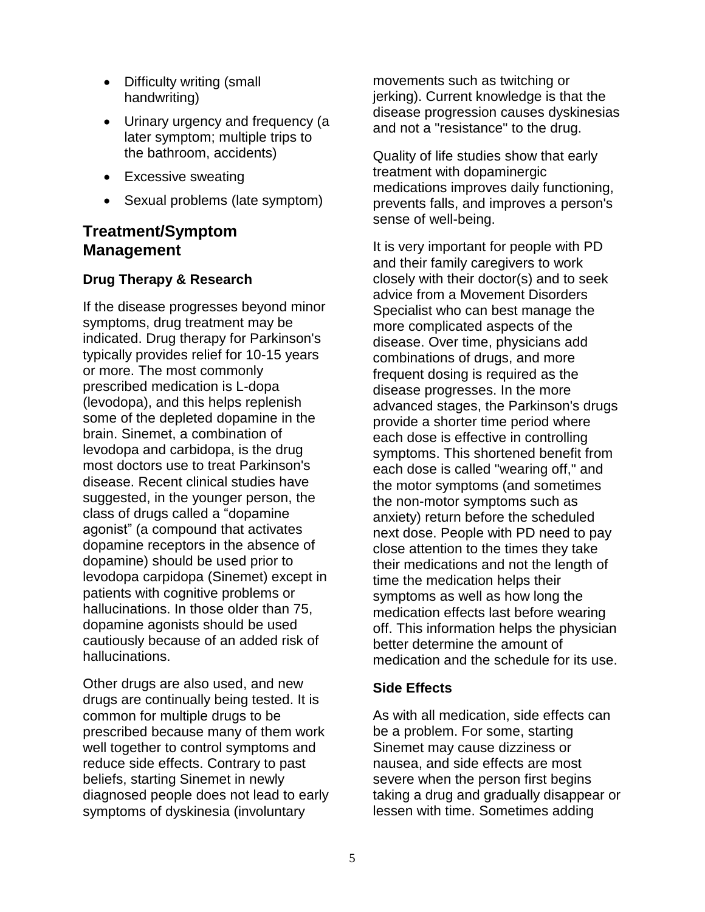- Difficulty writing (small handwriting)
- Urinary urgency and frequency (a later symptom; multiple trips to the bathroom, accidents)
- Excessive sweating
- Sexual problems (late symptom)

## Treatment/Symptom Management

### Drug Therapy & Research

If the disease progresses beyond minor symptoms, drug treatment may be indicated. Drug therapy for Parkinson's typically provides relief for 10-15 years or more. The most commonly prescribed medication is L-dopa (levodopa), and this helps replenish some of the depleted dopamine in the brain. Sinemet, a combination of levodopa and carbidopa, is the drug most doctors use to treat Parkinson's disease. Recent clinical studies have suggested, in the younger person, the class of drugs called a "dopamine agonist" (a compound that activates dopamine receptors in the absence of dopamine) should be used prior to levodopa carpidopa (Sinemet) except in patients with cognitive problems or hallucinations. In those older than 75, dopamine agonists should be used cautiously because of an added risk of hallucinations.

Other drugs are also used, and new drugs are continually being tested. It is common for multiple drugs to be prescribed because many of them work well together to control symptoms and reduce side effects. Contrary to past beliefs, starting Sinemet in newly diagnosed people does not lead to early symptoms of dyskinesia (involuntary movements such as twitching or jerking). Current knowledge is that the disease progression causes dyskinesias and not a "resistance" to the drug.

Quality of life studies show that early treatment with dopaminergic medications improves daily functioning, prevents falls, and improves a person's sense of well-being.

It is very important for people with PD and their family caregivers to work closely with their doctor(s) and to seek advice from a Movement Disorders Specialist who can best manage the more complicated aspects of the disease. Over time, physicians add combinations of drugs, and more frequent dosing is required as the disease progresses. In the more advanced stages, the Parkinson's drugs provide a shorter time period where each dose is effective in controlling symptoms. This shortened benefit from each dose is called "wearing off," and the motor symptoms (and sometimes the non-motor symptoms such as anxiety) return before the scheduled next dose. People with PD need to pay close attention to the times they take their medications and not the length of time the medication helps their symptoms as well as how long the medication effects last before wearing off. This information helps the physician better determine the amount of medication and the schedule for its use.

### Side Effects

As with all medication, side effects can be a problem. For some, starting Sinemet may cause dizziness or nausea, and side effects are most severe when the person first begins taking a drug and gradually disappear or lessen with time. Sometimes adding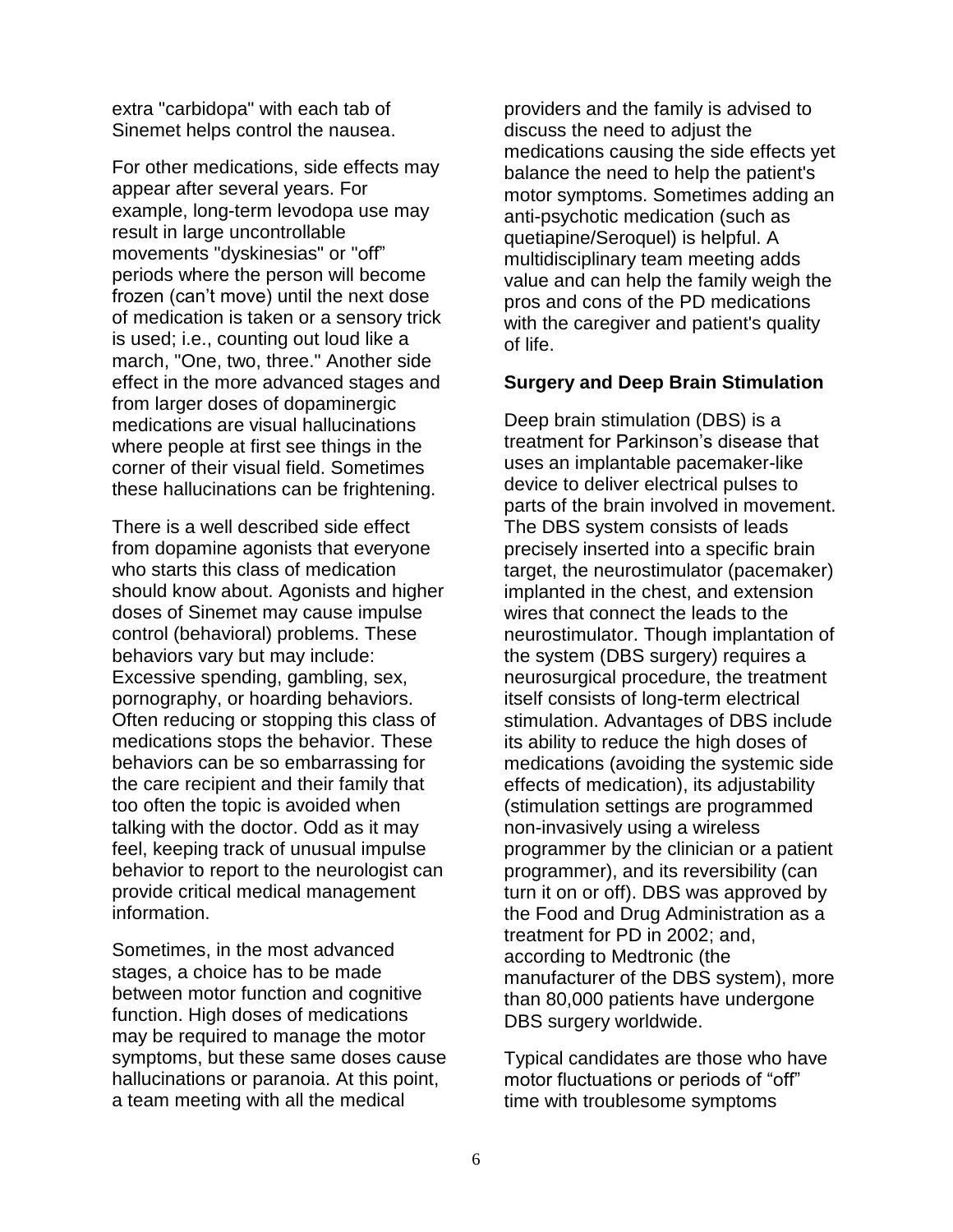extra "carbidopa" with each tab of Sinemet helps control the nausea.

For other medications, side effects may appear after several years. For example, long-term levodopa use may result in large uncontrollable movements "dyskinesias" or "off" periods where the person will become frozen (can't move) until the next dose of medication is taken or a sensory trick is used; i.e., counting out loud like a march, "One, two, three." Another side effect in the more advanced stages and from larger doses of dopaminergic medications are visual hallucinations where people at first see things in the corner of their visual field. Sometimes these hallucinations can be frightening.

There is a well described side effect from dopamine agonists that everyone who starts this class of medication should know about. Agonists and higher doses of Sinemet may cause impulse control (behavioral) problems. These behaviors vary but may include: Excessive spending, gambling, sex, pornography, or hoarding behaviors. Often reducing or stopping this class of medications stops the behavior. These behaviors can be so embarrassing for the care recipient and their family that too often the topic is avoided when talking with the doctor. Odd as it may feel, keeping track of unusual impulse behavior to report to the neurologist can provide critical medical management information.

Sometimes, in the most advanced stages, a choice has to be made between motor function and cognitive function. High doses of medications may be required to manage the motor symptoms, but these same doses cause hallucinations or paranoia. At this point, a team meeting with all the medical providers and the family is advised to discuss the need to adjust the medications causing the side effects yet balance the need to help the patient's motor symptoms. Sometimes adding an anti-psychotic medication (such as quetiapine/Seroquel) is helpful. A multidisciplinary team meeting adds value and can help the family weigh the pros and cons of the PD medications with the caregiver and patient's quality of life.

**Surgery and Deep Brain Stimulation**

Deep brain stimulation (DBS) is a treatment for Parkinson's disease that uses an implantable pacemaker-like device to deliver electrical pulses to parts of the brain involved in movement. The DBS system consists of leads precisely inserted into a specific brain target, the neurostimulator (pacemaker) implanted in the chest, and extension wires that connect the leads to the neurostimulator. Though implantation of the system (DBS surgery) requires a neurosurgical procedure, the treatment itself consists of long-term electrical stimulation. Advantages of DBS include its ability to reduce the high doses of medications (avoiding the systemic side effects of medication), its adjustability (stimulation settings are programmed non-invasively using a wireless programmer by the clinician or a patient programmer), and its reversibility (can turn it on or off). DBS was approved by the Food and Drug Administration as a treatment for PD in 2002; and, according to Medtronic (the manufacturer of the DBS system), more than 80,000 patients have undergone DBS surgery worldwide.

Typical candidates are those who have motor fluctuations or periods of "off" time with troublesome symptoms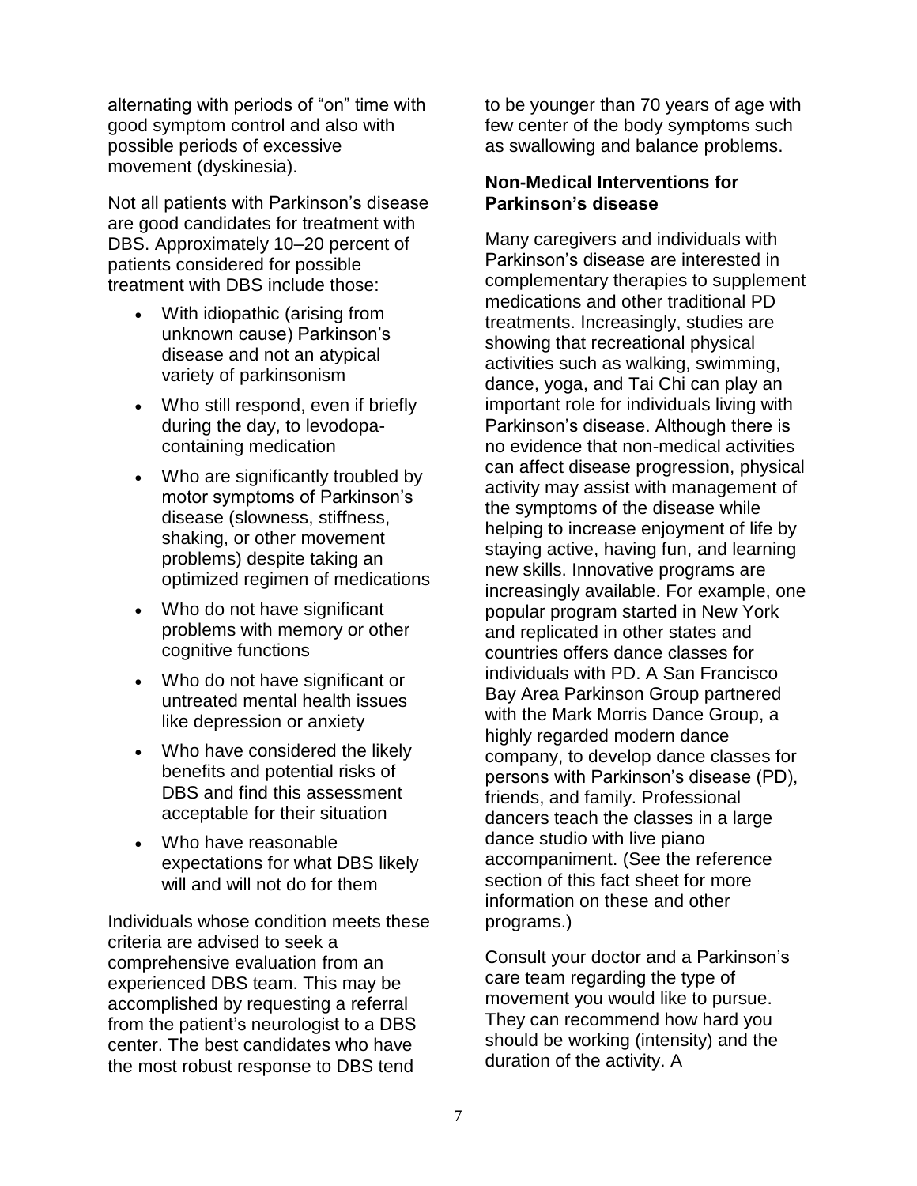alternating with periods of "on" time with good symptom control and also with possible periods of excessive movement (dyskinesia).

Not all patients with Parkinson's disease are good candidates for treatment with DBS. Approximately 10–20 percent of patients considered for possible treatment with DBS include those:

- With idiopathic (arising from unknown cause) Parkinson's disease and not an atypical variety of parkinsonism
- Who still respond, even if briefly during the day, to levodopa-containing medication
- Who are significantly troubled by motor symptoms of Parkinson's disease (slowness, stiffness, shaking, or other movement problems) despite taking an optimized regimen of medications
- Who do not have significant problems with memory or other cognitive functions
- Who do not have significant or untreated mental health issues like depression or anxiety
- Who have considered the likely benefits and potential risks of DBS and find this assessment acceptable for their situation
- Who have reasonable expectations for what DBS likely will and will not do for them

Individuals whose condition meets these criteria are advised to seek a comprehensive evaluation from an experienced DBS team. This may be accomplished by requesting a referral from the patient's neurologist to a DBS center. The best candidates who have the most robust response to DBS tend to be younger than 70 years of age with few center of the body symptoms such as swallowing and balance problems.

**Non-Medical Interventions for Parkinson's disease**

Many caregivers and individuals with Parkinson's disease are interested in complementary therapies to supplement medications and other traditional PD treatments. Increasingly, studies are showing that recreational physical activities such as walking, swimming, dance, yoga, and Tai Chi can play an important role for individuals living with Parkinson's disease. Although there is no evidence that non-medical activities can affect disease progression, physical activity may assist with management of the symptoms of the disease while helping to increase enjoyment of life by staying active, having fun, and learning new skills. Innovative programs are increasingly available. For example, one popular program started in New York and replicated in other states and countries offers dance classes for individuals with PD. A San Francisco Bay Area Parkinson Group partnered with the Mark Morris Dance Group, a highly regarded modern dance company, to develop dance classes for persons with Parkinson's disease (PD), friends, and family. Professional dancers teach the classes in a large dance studio with live piano accompaniment. (See the reference section of this fact sheet for more information on these and other programs.)

Consult your doctor and a Parkinson's care team regarding the type of movement you would like to pursue. They can recommend how hard you should be working (intensity) and the duration of the activity. A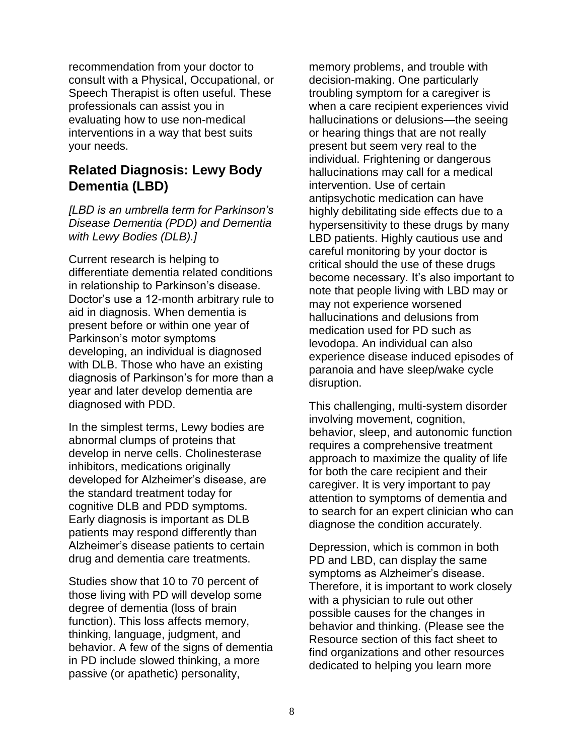recommendation from your doctor to consult with a Physical, Occupational, or Speech Therapist is often useful. These professionals can assist you in evaluating how to use non-medical interventions in a way that best suits your needs.

## Related Diagnosis: Lewy Body Dementia (LBD)

*[LBD is an umbrella term for Parkinson's Disease Dementia (PDD) and Dementia with Lewy Bodies (DLB).]*

Current research is helping to differentiate dementia related conditions in relationship to Parkinson's disease. Doctor's use a 12-month arbitrary rule to aid in diagnosis. When dementia is present before or within one year of Parkinson's motor symptoms developing, an individual is diagnosed with DLB. Those who have an existing diagnosis of Parkinson's for more than a year and later develop dementia are diagnosed with PDD.

In the simplest terms, Lewy bodies are abnormal clumps of proteins that develop in nerve cells. Cholinesterase inhibitors, medications originally developed for Alzheimer's disease, are the standard treatment today for cognitive DLB and PDD symptoms. Early diagnosis is important as DLB patients may respond differently than Alzheimer's disease patients to certain drug and dementia care treatments.

Studies show that 10 to 70 percent of those living with PD will develop some degree of dementia (loss of brain function). This loss affects memory, thinking, language, judgment, and behavior. A few of the signs of dementia in PD include slowed thinking, a more passive (or apathetic) personality, memory problems, and trouble with decision-making. One particularly troubling symptom for a caregiver is when a care recipient experiences vivid hallucinations or delusions—the seeing or hearing things that are not really present but seem very real to the individual. Frightening or dangerous hallucinations may call for a medical intervention. Use of certain antipsychotic medication can have highly debilitating side effects due to a hypersensitivity to these drugs by many LBD patients. Highly cautious use and careful monitoring by your doctor is critical should the use of these drugs become necessary. It's also important to note that people living with LBD may or may not experience worsened hallucinations and delusions from medication used for PD such as levodopa. An individual can also experience disease induced episodes of paranoia and have sleep/wake cycle disruption.

This challenging, multi-system disorder involving movement, cognition, behavior, sleep, and autonomic function requires a comprehensive treatment approach to maximize the quality of life for both the care recipient and their caregiver. It is very important to pay attention to symptoms of dementia and to search for an expert clinician who can diagnose the condition accurately.

Depression, which is common in both PD and LBD, can display the same symptoms as Alzheimer's disease. Therefore, it is important to work closely with a physician to rule out other possible causes for the changes in behavior and thinking. (Please see the Resource section of this fact sheet to find organizations and other resources dedicated to helping you learn more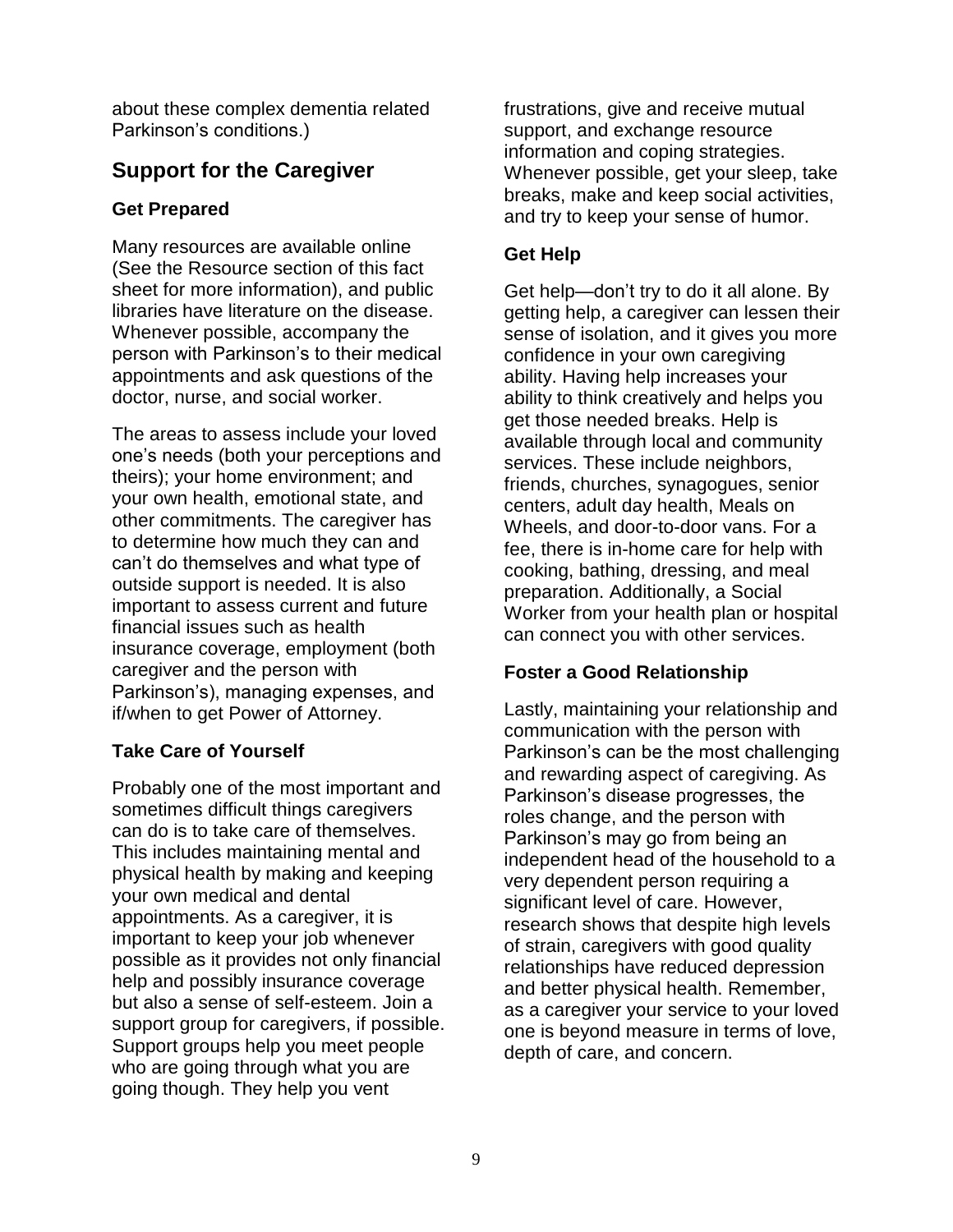about these complex dementia related Parkinson's conditions.)

## Support for the Caregiver

### Get Prepared

Many resources are available online (See the Resource section of this fact sheet for more information), and public libraries have literature on the disease. Whenever possible, accompany the person with Parkinson's to their medical appointments and ask questions of the doctor, nurse, and social worker.

The areas to assess include your loved one's needs (both your perceptions and theirs); your home environment; and your own health, emotional state, and other commitments. The caregiver has to determine how much they can and can't do themselves and what type of outside support is needed. It is also important to assess current and future financial issues such as health insurance coverage, employment (both caregiver and the person with Parkinson's), managing expenses, and if/when to get Power of Attorney.

### Take Care of Yourself

Probably one of the most important and sometimes difficult things caregivers can do is to take care of themselves. This includes maintaining mental and physical health by making and keeping your own medical and dental appointments. As a caregiver, it is important to keep your job whenever possible as it provides not only financial help and possibly insurance coverage but also a sense of self-esteem. Join a support group for caregivers, if possible. Support groups help you meet people who are going through what you are going though. They help you vent frustrations, give and receive mutual support, and exchange resource information and coping strategies. Whenever possible, get your sleep, take breaks, make and keep social activities, and try to keep your sense of humor.

### Get Help

Get help—don't try to do it all alone. By getting help, a caregiver can lessen their sense of isolation, and it gives you more confidence in your own caregiving ability. Having help increases your ability to think creatively and helps you get those needed breaks. Help is available through local and community services. These include neighbors, friends, churches, synagogues, senior centers, adult day health, Meals on Wheels, and door-to-door vans. For a fee, there is in-home care for help with cooking, bathing, dressing, and meal preparation. Additionally, a Social Worker from your health plan or hospital can connect you with other services.

### Foster a Good Relationship

Lastly, maintaining your relationship and communication with the person with Parkinson's can be the most challenging and rewarding aspect of caregiving. As Parkinson's disease progresses, the roles change, and the person with Parkinson's may go from being an independent head of the household to a very dependent person requiring a significant level of care. However, research shows that despite high levels of strain, caregivers with good quality relationships have reduced depression and better physical health. Remember, as a caregiver your service to your loved one is beyond measure in terms of love, depth of care, and concern.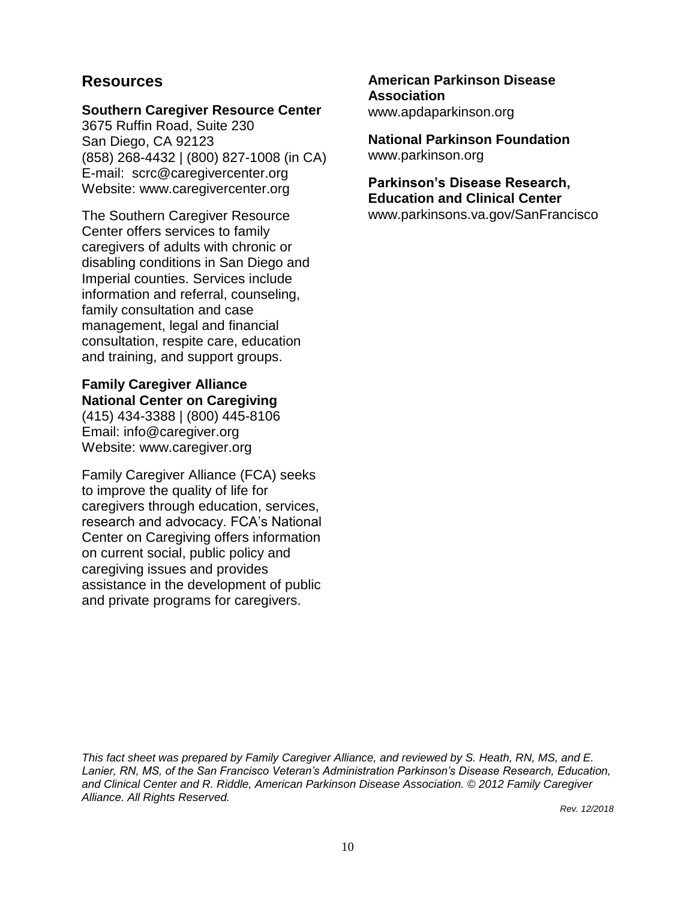## Resources

**Southern Caregiver Resource Center**
3675 Ruffin Road, Suite 230
San Diego, CA 92123
(858) 268-4432 | (800) 827-1008 (in CA)
E-mail: scrc@caregivercenter.org
Website: www.caregivercenter.org

The Southern Caregiver Resource Center offers services to family caregivers of adults with chronic or disabling conditions in San Diego and Imperial counties. Services include information and referral, counseling, family consultation and case management, legal and financial consultation, respite care, education and training, and support groups.

**Family Caregiver Alliance**
**National Center on Caregiving**
(415) 434-3388 | (800) 445-8106
Email: info@caregiver.org
Website: www.caregiver.org

Family Caregiver Alliance (FCA) seeks to improve the quality of life for caregivers through education, services, research and advocacy. FCA's National Center on Caregiving offers information on current social, public policy and caregiving issues and provides assistance in the development of public and private programs for caregivers.

**American Parkinson Disease Association**
www.apdaparkinson.org

**National Parkinson Foundation**
www.parkinson.org

**Parkinson's Disease Research, Education and Clinical Center**
www.parkinsons.va.gov/SanFrancisco

*This fact sheet was prepared by Family Caregiver Alliance, and reviewed by S. Heath, RN, MS, and E. Lanier, RN, MS, of the San Francisco Veteran's Administration Parkinson's Disease Research, Education, and Clinical Center and R. Riddle, American Parkinson Disease Association. © 2012 Family Caregiver Alliance. All Rights Reserved.*

*Rev. 12/2018*